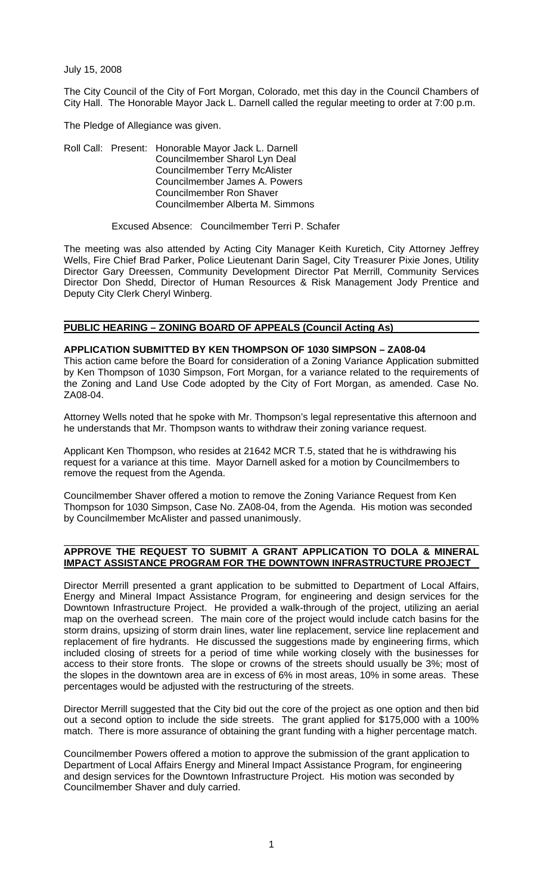July 15, 2008

The City Council of the City of Fort Morgan, Colorado, met this day in the Council Chambers of City Hall. The Honorable Mayor Jack L. Darnell called the regular meeting to order at 7:00 p.m.

The Pledge of Allegiance was given.

Roll Call: Present: Honorable Mayor Jack L. Darnell
Councilmember Sharol Lyn Deal
Councilmember Terry McAlister
Councilmember James A. Powers
Councilmember Ron Shaver
Councilmember Alberta M. Simmons

Excused Absence: Councilmember Terri P. Schafer

The meeting was also attended by Acting City Manager Keith Kuretich, City Attorney Jeffrey Wells, Fire Chief Brad Parker, Police Lieutenant Darin Sagel, City Treasurer Pixie Jones, Utility Director Gary Dreessen, Community Development Director Pat Merrill, Community Services Director Don Shedd, Director of Human Resources & Risk Management Jody Prentice and Deputy City Clerk Cheryl Winberg.

## PUBLIC HEARING – ZONING BOARD OF APPEALS (Council Acting As)

### APPLICATION SUBMITTED BY KEN THOMPSON OF 1030 SIMPSON – ZA08-04

This action came before the Board for consideration of a Zoning Variance Application submitted by Ken Thompson of 1030 Simpson, Fort Morgan, for a variance related to the requirements of the Zoning and Land Use Code adopted by the City of Fort Morgan, as amended. Case No. ZA08-04.

Attorney Wells noted that he spoke with Mr. Thompson's legal representative this afternoon and he understands that Mr. Thompson wants to withdraw their zoning variance request.

Applicant Ken Thompson, who resides at 21642 MCR T.5, stated that he is withdrawing his request for a variance at this time. Mayor Darnell asked for a motion by Councilmembers to remove the request from the Agenda.

Councilmember Shaver offered a motion to remove the Zoning Variance Request from Ken Thompson for 1030 Simpson, Case No. ZA08-04, from the Agenda. His motion was seconded by Councilmember McAlister and passed unanimously.

## APPROVE THE REQUEST TO SUBMIT A GRANT APPLICATION TO DOLA & MINERAL IMPACT ASSISTANCE PROGRAM FOR THE DOWNTOWN INFRASTRUCTURE PROJECT

Director Merrill presented a grant application to be submitted to Department of Local Affairs, Energy and Mineral Impact Assistance Program, for engineering and design services for the Downtown Infrastructure Project. He provided a walk-through of the project, utilizing an aerial map on the overhead screen. The main core of the project would include catch basins for the storm drains, upsizing of storm drain lines, water line replacement, service line replacement and replacement of fire hydrants. He discussed the suggestions made by engineering firms, which included closing of streets for a period of time while working closely with the businesses for access to their store fronts. The slope or crowns of the streets should usually be 3%; most of the slopes in the downtown area are in excess of 6% in most areas, 10% in some areas. These percentages would be adjusted with the restructuring of the streets.

Director Merrill suggested that the City bid out the core of the project as one option and then bid out a second option to include the side streets. The grant applied for $175,000 with a 100% match. There is more assurance of obtaining the grant funding with a higher percentage match.

Councilmember Powers offered a motion to approve the submission of the grant application to Department of Local Affairs Energy and Mineral Impact Assistance Program, for engineering and design services for the Downtown Infrastructure Project. His motion was seconded by Councilmember Shaver and duly carried.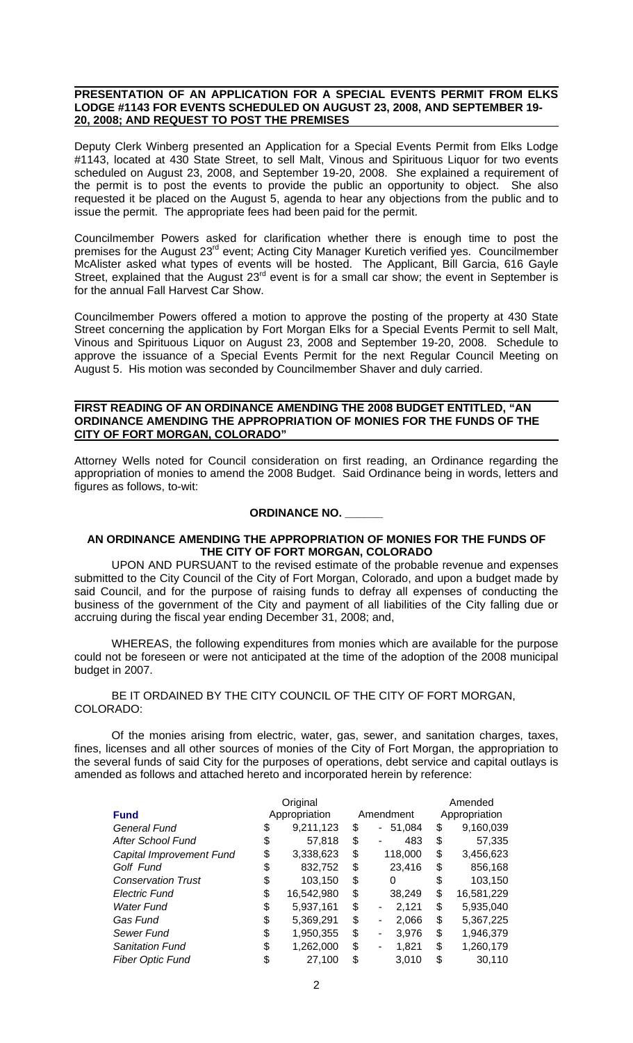## PRESENTATION OF AN APPLICATION FOR A SPECIAL EVENTS PERMIT FROM ELKS LODGE #1143 FOR EVENTS SCHEDULED ON AUGUST 23, 2008, AND SEPTEMBER 19-20, 2008; AND REQUEST TO POST THE PREMISES

Deputy Clerk Winberg presented an Application for a Special Events Permit from Elks Lodge #1143, located at 430 State Street, to sell Malt, Vinous and Spirituous Liquor for two events scheduled on August 23, 2008, and September 19-20, 2008. She explained a requirement of the permit is to post the events to provide the public an opportunity to object. She also requested it be placed on the August 5, agenda to hear any objections from the public and to issue the permit. The appropriate fees had been paid for the permit.

Councilmember Powers asked for clarification whether there is enough time to post the premises for the August 23rd event; Acting City Manager Kuretich verified yes. Councilmember McAlister asked what types of events will be hosted. The Applicant, Bill Garcia, 616 Gayle Street, explained that the August 23rd event is for a small car show; the event in September is for the annual Fall Harvest Car Show.

Councilmember Powers offered a motion to approve the posting of the property at 430 State Street concerning the application by Fort Morgan Elks for a Special Events Permit to sell Malt, Vinous and Spirituous Liquor on August 23, 2008 and September 19-20, 2008. Schedule to approve the issuance of a Special Events Permit for the next Regular Council Meeting on August 5. His motion was seconded by Councilmember Shaver and duly carried.

## FIRST READING OF AN ORDINANCE AMENDING THE 2008 BUDGET ENTITLED, "AN ORDINANCE AMENDING THE APPROPRIATION OF MONIES FOR THE FUNDS OF THE CITY OF FORT MORGAN, COLORADO"

Attorney Wells noted for Council consideration on first reading, an Ordinance regarding the appropriation of monies to amend the 2008 Budget. Said Ordinance being in words, letters and figures as follows, to-wit:

**ORDINANCE NO. \_\_\_\_\_\_**

**AN ORDINANCE AMENDING THE APPROPRIATION OF MONIES FOR THE FUNDS OF THE CITY OF FORT MORGAN, COLORADO**

UPON AND PURSUANT to the revised estimate of the probable revenue and expenses submitted to the City Council of the City of Fort Morgan, Colorado, and upon a budget made by said Council, and for the purpose of raising funds to defray all expenses of conducting the business of the government of the City and payment of all liabilities of the City falling due or accruing during the fiscal year ending December 31, 2008; and,

WHEREAS, the following expenditures from monies which are available for the purpose could not be foreseen or were not anticipated at the time of the adoption of the 2008 municipal budget in 2007.

BE IT ORDAINED BY THE CITY COUNCIL OF THE CITY OF FORT MORGAN, COLORADO:

Of the monies arising from electric, water, gas, sewer, and sanitation charges, taxes, fines, licenses and all other sources of monies of the City of Fort Morgan, the appropriation to the several funds of said City for the purposes of operations, debt service and capital outlays is amended as follows and attached hereto and incorporated herein by reference:

| Fund | Original Appropriation | Amendment | Amended Appropriation |
|---|---|---|---|
| *General Fund* | $ 9,211,123 | $ - 51,084 | $ 9,160,039 |
| *After School Fund* | $ 57,818 | $ - 483 | $ 57,335 |
| *Capital Improvement Fund* | $ 3,338,623 | $ 118,000 | $ 3,456,623 |
| *Golf Fund* | $ 832,752 | $ 23,416 | $ 856,168 |
| *Conservation Trust* | $ 103,150 | $ 0 | $ 103,150 |
| *Electric Fund* | $ 16,542,980 | $ 38,249 | $ 16,581,229 |
| *Water Fund* | $ 5,937,161 | $ - 2,121 | $ 5,935,040 |
| *Gas Fund* | $ 5,369,291 | $ - 2,066 | $ 5,367,225 |
| *Sewer Fund* | $ 1,950,355 | $ - 3,976 | $ 1,946,379 |
| *Sanitation Fund* | $ 1,262,000 | $ - 1,821 | $ 1,260,179 |
| *Fiber Optic Fund* | $ 27,100 | $ 3,010 | $ 30,110 |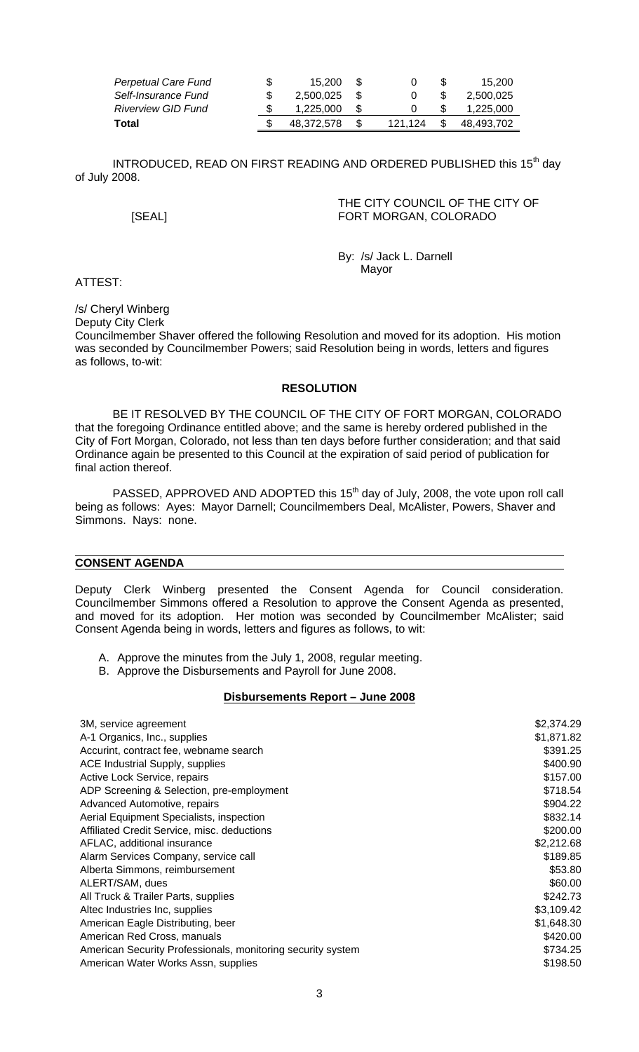| | | | |
|---|---|---|---|
| *Perpetual Care Fund* | $ 15,200 | $ 0 | $ 15,200 |
| *Self-Insurance Fund* | $ 2,500,025 | $ 0 | $ 2,500,025 |
| *Riverview GID Fund* | $ 1,225,000 | $ 0 | $ 1,225,000 |
| **Total** | $ 48,372,578 | $ 121,124 | $ 48,493,702 |

INTRODUCED, READ ON FIRST READING AND ORDERED PUBLISHED this 15th day of July 2008.

[SEAL]

THE CITY COUNCIL OF THE CITY OF FORT MORGAN, COLORADO

By: /s/ Jack L. Darnell
Mayor

ATTEST:

/s/ Cheryl Winberg
Deputy City Clerk

Councilmember Shaver offered the following Resolution and moved for its adoption. His motion was seconded by Councilmember Powers; said Resolution being in words, letters and figures as follows, to-wit:

**RESOLUTION**

BE IT RESOLVED BY THE COUNCIL OF THE CITY OF FORT MORGAN, COLORADO that the foregoing Ordinance entitled above; and the same is hereby ordered published in the City of Fort Morgan, Colorado, not less than ten days before further consideration; and that said Ordinance again be presented to this Council at the expiration of said period of publication for final action thereof.

PASSED, APPROVED AND ADOPTED this 15th day of July, 2008, the vote upon roll call being as follows: Ayes: Mayor Darnell; Councilmembers Deal, McAlister, Powers, Shaver and Simmons. Nays: none.

**CONSENT AGENDA**

Deputy Clerk Winberg presented the Consent Agenda for Council consideration. Councilmember Simmons offered a Resolution to approve the Consent Agenda as presented, and moved for its adoption. Her motion was seconded by Councilmember McAlister; said Consent Agenda being in words, letters and figures as follows, to wit:

A. Approve the minutes from the July 1, 2008, regular meeting.
B. Approve the Disbursements and Payroll for June 2008.

**Disbursements Report – June 2008**

| | |
|---|---|
| 3M, service agreement | $2,374.29 |
| A-1 Organics, Inc., supplies | $1,871.82 |
| Accurint, contract fee, webname search | $391.25 |
| ACE Industrial Supply, supplies | $400.90 |
| Active Lock Service, repairs | $157.00 |
| ADP Screening & Selection, pre-employment | $718.54 |
| Advanced Automotive, repairs | $904.22 |
| Aerial Equipment Specialists, inspection | $832.14 |
| Affiliated Credit Service, misc. deductions | $200.00 |
| AFLAC, additional insurance | $2,212.68 |
| Alarm Services Company, service call | $189.85 |
| Alberta Simmons, reimbursement | $53.80 |
| ALERT/SAM, dues | $60.00 |
| All Truck & Trailer Parts, supplies | $242.73 |
| Altec Industries Inc, supplies | $3,109.42 |
| American Eagle Distributing, beer | $1,648.30 |
| American Red Cross, manuals | $420.00 |
| American Security Professionals, monitoring security system | $734.25 |
| American Water Works Assn, supplies | $198.50 |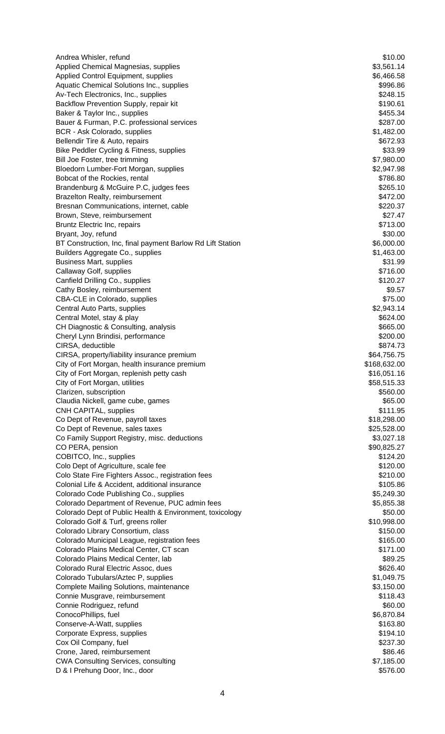| | |
|---|---|
| Andrea Whisler, refund | $10.00 |
| Applied Chemical Magnesias, supplies | $3,561.14 |
| Applied Control Equipment, supplies | $6,466.58 |
| Aquatic Chemical Solutions Inc., supplies | $996.86 |
| Av-Tech Electronics, Inc., supplies | $248.15 |
| Backflow Prevention Supply, repair kit | $190.61 |
| Baker & Taylor Inc., supplies | $455.34 |
| Bauer & Furman, P.C. professional services | $287.00 |
| BCR - Ask Colorado, supplies | $1,482.00 |
| Bellendir Tire & Auto, repairs | $672.93 |
| Bike Peddler Cycling & Fitness, supplies | $33.99 |
| Bill Joe Foster, tree trimming | $7,980.00 |
| Bloedorn Lumber-Fort Morgan, supplies | $2,947.98 |
| Bobcat of the Rockies, rental | $786.80 |
| Brandenburg & McGuire P.C, judges fees | $265.10 |
| Brazelton Realty, reimbursement | $472.00 |
| Bresnan Communications, internet, cable | $220.37 |
| Brown, Steve, reimbursement | $27.47 |
| Bruntz Electric Inc, repairs | $713.00 |
| Bryant, Joy, refund | $30.00 |
| BT Construction, Inc, final payment Barlow Rd Lift Station | $6,000.00 |
| Builders Aggregate Co., supplies | $1,463.00 |
| Business Mart, supplies | $31.99 |
| Callaway Golf, supplies | $716.00 |
| Canfield Drilling Co., supplies | $120.27 |
| Cathy Bosley, reimbursement | $9.57 |
| CBA-CLE in Colorado, supplies | $75.00 |
| Central Auto Parts, supplies | $2,943.14 |
| Central Motel, stay & play | $624.00 |
| CH Diagnostic & Consulting, analysis | $665.00 |
| Cheryl Lynn Brindisi, performance | $200.00 |
| CIRSA, deductible | $874.73 |
| CIRSA, property/liability insurance premium | $64,756.75 |
| City of Fort Morgan, health insurance premium | $168,632.00 |
| City of Fort Morgan, replenish petty cash | $16,051.16 |
| City of Fort Morgan, utilities | $58,515.33 |
| Clarizen, subscription | $560.00 |
| Claudia Nickell, game cube, games | $65.00 |
| CNH CAPITAL, supplies | $111.95 |
| Co Dept of Revenue, payroll taxes | $18,298.00 |
| Co Dept of Revenue, sales taxes | $25,528.00 |
| Co Family Support Registry, misc. deductions | $3,027.18 |
| CO PERA, pension | $90,825.27 |
| COBITCO, Inc., supplies | $124.20 |
| Colo Dept of Agriculture, scale fee | $120.00 |
| Colo State Fire Fighters Assoc., registration fees | $210.00 |
| Colonial Life & Accident, additional insurance | $105.86 |
| Colorado Code Publishing Co., supplies | $5,249.30 |
| Colorado Department of Revenue, PUC admin fees | $5,855.38 |
| Colorado Dept of Public Health & Environment, toxicology | $50.00 |
| Colorado Golf & Turf, greens roller | $10,998.00 |
| Colorado Library Consortium, class | $150.00 |
| Colorado Municipal League, registration fees | $165.00 |
| Colorado Plains Medical Center, CT scan | $171.00 |
| Colorado Plains Medical Center, lab | $89.25 |
| Colorado Rural Electric Assoc, dues | $626.40 |
| Colorado Tubulars/Aztec P, supplies | $1,049.75 |
| Complete Mailing Solutions, maintenance | $3,150.00 |
| Connie Musgrave, reimbursement | $118.43 |
| Connie Rodriguez, refund | $60.00 |
| ConocoPhillips, fuel | $6,870.84 |
| Conserve-A-Watt, supplies | $163.80 |
| Corporate Express, supplies | $194.10 |
| Cox Oil Company, fuel | $237.30 |
| Crone, Jared, reimbursement | $86.46 |
| CWA Consulting Services, consulting | $7,185.00 |
| D & I Prehung Door, Inc., door | $576.00 |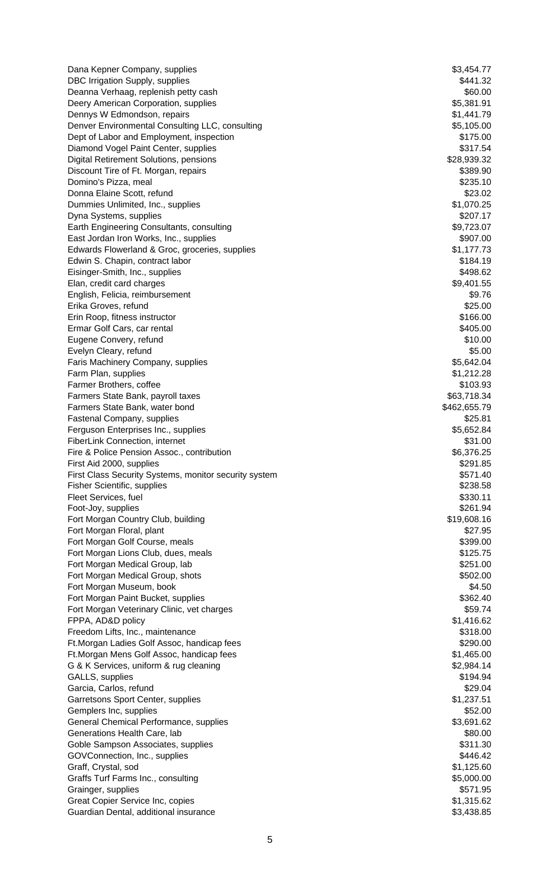| | |
|---|---|
| Dana Kepner Company, supplies | $3,454.77 |
| DBC Irrigation Supply, supplies | $441.32 |
| Deanna Verhaag, replenish petty cash | $60.00 |
| Deery American Corporation, supplies | $5,381.91 |
| Dennys W Edmondson, repairs | $1,441.79 |
| Denver Environmental Consulting LLC, consulting | $5,105.00 |
| Dept of Labor and Employment, inspection | $175.00 |
| Diamond Vogel Paint Center, supplies | $317.54 |
| Digital Retirement Solutions, pensions | $28,939.32 |
| Discount Tire of Ft. Morgan, repairs | $389.90 |
| Domino's Pizza, meal | $235.10 |
| Donna Elaine Scott, refund | $23.02 |
| Dummies Unlimited, Inc., supplies | $1,070.25 |
| Dyna Systems, supplies | $207.17 |
| Earth Engineering Consultants, consulting | $9,723.07 |
| East Jordan Iron Works, Inc., supplies | $907.00 |
| Edwards Flowerland & Groc, groceries, supplies | $1,177.73 |
| Edwin S. Chapin, contract labor | $184.19 |
| Eisinger-Smith, Inc., supplies | $498.62 |
| Elan, credit card charges | $9,401.55 |
| English, Felicia, reimbursement | $9.76 |
| Erika Groves, refund | $25.00 |
| Erin Roop, fitness instructor | $166.00 |
| Ermar Golf Cars, car rental | $405.00 |
| Eugene Convery, refund | $10.00 |
| Evelyn Cleary, refund | $5.00 |
| Faris Machinery Company, supplies | $5,642.04 |
| Farm Plan, supplies | $1,212.28 |
| Farmer Brothers, coffee | $103.93 |
| Farmers State Bank, payroll taxes | $63,718.34 |
| Farmers State Bank, water bond | $462,655.79 |
| Fastenal Company, supplies | $25.81 |
| Ferguson Enterprises Inc., supplies | $5,652.84 |
| FiberLink Connection, internet | $31.00 |
| Fire & Police Pension Assoc., contribution | $6,376.25 |
| First Aid 2000, supplies | $291.85 |
| First Class Security Systems, monitor security system | $571.40 |
| Fisher Scientific, supplies | $238.58 |
| Fleet Services, fuel | $330.11 |
| Foot-Joy, supplies | $261.94 |
| Fort Morgan Country Club, building | $19,608.16 |
| Fort Morgan Floral, plant | $27.95 |
| Fort Morgan Golf Course, meals | $399.00 |
| Fort Morgan Lions Club, dues, meals | $125.75 |
| Fort Morgan Medical Group, lab | $251.00 |
| Fort Morgan Medical Group, shots | $502.00 |
| Fort Morgan Museum, book | $4.50 |
| Fort Morgan Paint Bucket, supplies | $362.40 |
| Fort Morgan Veterinary Clinic, vet charges | $59.74 |
| FPPA, AD&D policy | $1,416.62 |
| Freedom Lifts, Inc., maintenance | $318.00 |
| Ft.Morgan Ladies Golf Assoc, handicap fees | $290.00 |
| Ft.Morgan Mens Golf Assoc, handicap fees | $1,465.00 |
| G & K Services, uniform & rug cleaning | $2,984.14 |
| GALLS, supplies | $194.94 |
| Garcia, Carlos, refund | $29.04 |
| Garretsons Sport Center, supplies | $1,237.51 |
| Gemplers Inc, supplies | $52.00 |
| General Chemical Performance, supplies | $3,691.62 |
| Generations Health Care, lab | $80.00 |
| Goble Sampson Associates, supplies | $311.30 |
| GOVConnection, Inc., supplies | $446.42 |
| Graff, Crystal, sod | $1,125.60 |
| Graffs Turf Farms Inc., consulting | $5,000.00 |
| Grainger, supplies | $571.95 |
| Great Copier Service Inc, copies | $1,315.62 |
| Guardian Dental, additional insurance | $3,438.85 |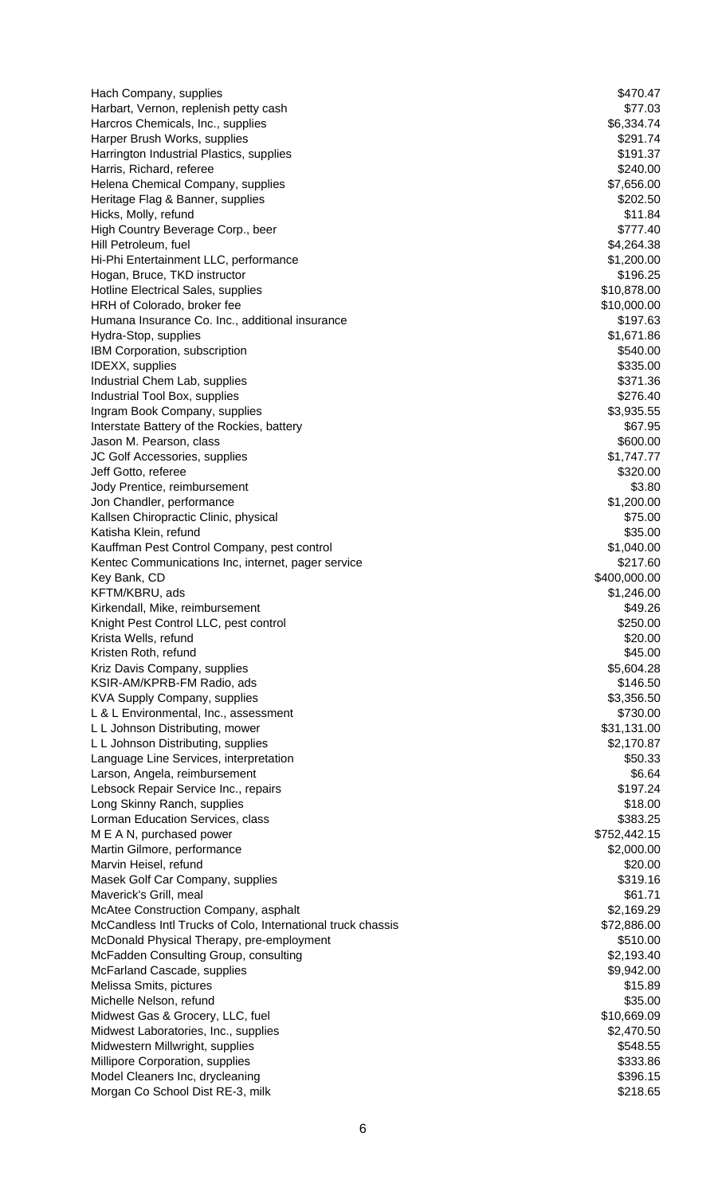| | |
|---|---|
| Hach Company, supplies | \$470.47 |
| Harbart, Vernon, replenish petty cash | \$77.03 |
| Harcros Chemicals, Inc., supplies | \$6,334.74 |
| Harper Brush Works, supplies | \$291.74 |
| Harrington Industrial Plastics, supplies | \$191.37 |
| Harris, Richard, referee | \$240.00 |
| Helena Chemical Company, supplies | \$7,656.00 |
| Heritage Flag & Banner, supplies | \$202.50 |
| Hicks, Molly, refund | \$11.84 |
| High Country Beverage Corp., beer | \$777.40 |
| Hill Petroleum, fuel | \$4,264.38 |
| Hi-Phi Entertainment LLC, performance | \$1,200.00 |
| Hogan, Bruce, TKD instructor | \$196.25 |
| Hotline Electrical Sales, supplies | \$10,878.00 |
| HRH of Colorado, broker fee | \$10,000.00 |
| Humana Insurance Co. Inc., additional insurance | \$197.63 |
| Hydra-Stop, supplies | \$1,671.86 |
| IBM Corporation, subscription | \$540.00 |
| IDEXX, supplies | \$335.00 |
| Industrial Chem Lab, supplies | \$371.36 |
| Industrial Tool Box, supplies | \$276.40 |
| Ingram Book Company, supplies | \$3,935.55 |
| Interstate Battery of the Rockies, battery | \$67.95 |
| Jason M. Pearson, class | \$600.00 |
| JC Golf Accessories, supplies | \$1,747.77 |
| Jeff Gotto, referee | \$320.00 |
| Jody Prentice, reimbursement | \$3.80 |
| Jon Chandler, performance | \$1,200.00 |
| Kallsen Chiropractic Clinic, physical | \$75.00 |
| Katisha Klein, refund | \$35.00 |
| Kauffman Pest Control Company, pest control | \$1,040.00 |
| Kentec Communications Inc, internet, pager service | \$217.60 |
| Key Bank, CD | \$400,000.00 |
| KFTM/KBRU, ads | \$1,246.00 |
| Kirkendall, Mike, reimbursement | \$49.26 |
| Knight Pest Control LLC, pest control | \$250.00 |
| Krista Wells, refund | \$20.00 |
| Kristen Roth, refund | \$45.00 |
| Kriz Davis Company, supplies | \$5,604.28 |
| KSIR-AM/KPRB-FM Radio, ads | \$146.50 |
| KVA Supply Company, supplies | \$3,356.50 |
| L & L Environmental, Inc., assessment | \$730.00 |
| L L Johnson Distributing, mower | \$31,131.00 |
| L L Johnson Distributing, supplies | \$2,170.87 |
| Language Line Services, interpretation | \$50.33 |
| Larson, Angela, reimbursement | \$6.64 |
| Lebsock Repair Service Inc., repairs | \$197.24 |
| Long Skinny Ranch, supplies | \$18.00 |
| Lorman Education Services, class | \$383.25 |
| M E A N, purchased power | \$752,442.15 |
| Martin Gilmore, performance | \$2,000.00 |
| Marvin Heisel, refund | \$20.00 |
| Masek Golf Car Company, supplies | \$319.16 |
| Maverick's Grill, meal | \$61.71 |
| McAtee Construction Company, asphalt | \$2,169.29 |
| McCandless Intl Trucks of Colo, International truck chassis | \$72,886.00 |
| McDonald Physical Therapy, pre-employment | \$510.00 |
| McFadden Consulting Group, consulting | \$2,193.40 |
| McFarland Cascade, supplies | \$9,942.00 |
| Melissa Smits, pictures | \$15.89 |
| Michelle Nelson, refund | \$35.00 |
| Midwest Gas & Grocery, LLC, fuel | \$10,669.09 |
| Midwest Laboratories, Inc., supplies | \$2,470.50 |
| Midwestern Millwright, supplies | \$548.55 |
| Millipore Corporation, supplies | \$333.86 |
| Model Cleaners Inc, drycleaning | \$396.15 |
| Morgan Co School Dist RE-3, milk | \$218.65 |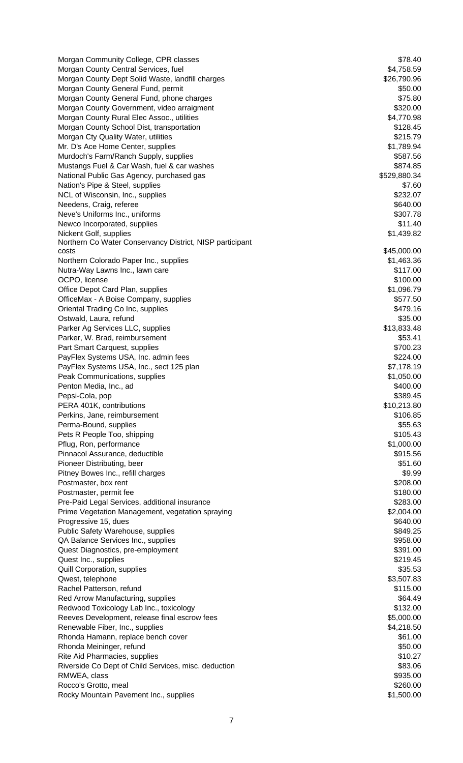| | |
|---|---|
| Morgan Community College, CPR classes | $78.40 |
| Morgan County Central Services, fuel | $4,758.59 |
| Morgan County Dept Solid Waste, landfill charges | $26,790.96 |
| Morgan County General Fund, permit | $50.00 |
| Morgan County General Fund, phone charges | $75.80 |
| Morgan County Government, video arraigment | $320.00 |
| Morgan County Rural Elec Assoc., utilities | $4,770.98 |
| Morgan County School Dist, transportation | $128.45 |
| Morgan Cty Quality Water, utilities | $215.79 |
| Mr. D's Ace Home Center, supplies | $1,789.94 |
| Murdoch's Farm/Ranch Supply, supplies | $587.56 |
| Mustangs Fuel & Car Wash, fuel & car washes | $874.85 |
| National Public Gas Agency, purchased gas | $529,880.34 |
| Nation's Pipe & Steel, supplies | $7.60 |
| NCL of Wisconsin, Inc., supplies | $232.07 |
| Needens, Craig, referee | $640.00 |
| Neve's Uniforms Inc., uniforms | $307.78 |
| Newco Incorporated, supplies | $11.40 |
| Nickent Golf, supplies | $1,439.82 |
| Northern Co Water Conservancy District, NISP participant costs | $45,000.00 |
| Northern Colorado Paper Inc., supplies | $1,463.36 |
| Nutra-Way Lawns Inc., lawn care | $117.00 |
| OCPO, license | $100.00 |
| Office Depot Card Plan, supplies | $1,096.79 |
| OfficeMax - A Boise Company, supplies | $577.50 |
| Oriental Trading Co Inc, supplies | $479.16 |
| Ostwald, Laura, refund | $35.00 |
| Parker Ag Services LLC, supplies | $13,833.48 |
| Parker, W. Brad, reimbursement | $53.41 |
| Part Smart Carquest, supplies | $700.23 |
| PayFlex Systems USA, Inc. admin fees | $224.00 |
| PayFlex Systems USA, Inc., sect 125 plan | $7,178.19 |
| Peak Communications, supplies | $1,050.00 |
| Penton Media, Inc., ad | $400.00 |
| Pepsi-Cola, pop | $389.45 |
| PERA 401K, contributions | $10,213.80 |
| Perkins, Jane, reimbursement | $106.85 |
| Perma-Bound, supplies | $55.63 |
| Pets R People Too, shipping | $105.43 |
| Pflug, Ron, performance | $1,000.00 |
| Pinnacol Assurance, deductible | $915.56 |
| Pioneer Distributing, beer | $51.60 |
| Pitney Bowes Inc., refill charges | $9.99 |
| Postmaster, box rent | $208.00 |
| Postmaster, permit fee | $180.00 |
| Pre-Paid Legal Services, additional insurance | $283.00 |
| Prime Vegetation Management, vegetation spraying | $2,004.00 |
| Progressive 15, dues | $640.00 |
| Public Safety Warehouse, supplies | $849.25 |
| QA Balance Services Inc., supplies | $958.00 |
| Quest Diagnostics, pre-employment | $391.00 |
| Quest Inc., supplies | $219.45 |
| Quill Corporation, supplies | $35.53 |
| Qwest, telephone | $3,507.83 |
| Rachel Patterson, refund | $115.00 |
| Red Arrow Manufacturing, supplies | $64.49 |
| Redwood Toxicology Lab Inc., toxicology | $132.00 |
| Reeves Development, release final escrow fees | $5,000.00 |
| Renewable Fiber, Inc., supplies | $4,218.50 |
| Rhonda Hamann, replace bench cover | $61.00 |
| Rhonda Meininger, refund | $50.00 |
| Rite Aid Pharmacies, supplies | $10.27 |
| Riverside Co Dept of Child Services, misc. deduction | $83.06 |
| RMWEA, class | $935.00 |
| Rocco's Grotto, meal | $260.00 |
| Rocky Mountain Pavement Inc., supplies | $1,500.00 |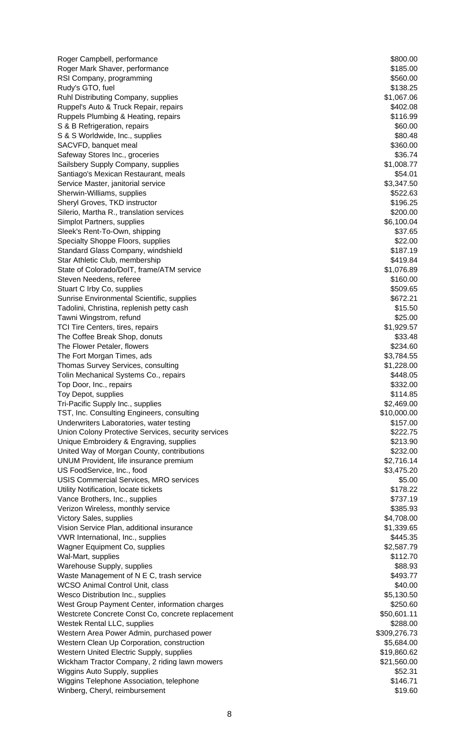| | |
|---|---|
| Roger Campbell, performance | $800.00 |
| Roger Mark Shaver, performance | $185.00 |
| RSI Company, programming | $560.00 |
| Rudy's GTO, fuel | $138.25 |
| Ruhl Distributing Company, supplies | $1,067.06 |
| Ruppel's Auto & Truck Repair, repairs | $402.08 |
| Ruppels Plumbing & Heating, repairs | $116.99 |
| S & B Refrigeration, repairs | $60.00 |
| S & S Worldwide, Inc., supplies | $80.48 |
| SACVFD, banquet meal | $360.00 |
| Safeway Stores Inc., groceries | $36.74 |
| Sailsbery Supply Company, supplies | $1,008.77 |
| Santiago's Mexican Restaurant, meals | $54.01 |
| Service Master, janitorial service | $3,347.50 |
| Sherwin-Williams, supplies | $522.63 |
| Sheryl Groves, TKD instructor | $196.25 |
| Silerio, Martha R., translation services | $200.00 |
| Simplot Partners, supplies | $6,100.04 |
| Sleek's Rent-To-Own, shipping | $37.65 |
| Specialty Shoppe Floors, supplies | $22.00 |
| Standard Glass Company, windshield | $187.19 |
| Star Athletic Club, membership | $419.84 |
| State of Colorado/DoIT, frame/ATM service | $1,076.89 |
| Steven Needens, referee | $160.00 |
| Stuart C Irby Co, supplies | $509.65 |
| Sunrise Environmental Scientific, supplies | $672.21 |
| Tadolini, Christina, replenish petty cash | $15.50 |
| Tawni Wingstrom, refund | $25.00 |
| TCI Tire Centers, tires, repairs | $1,929.57 |
| The Coffee Break Shop, donuts | $33.48 |
| The Flower Petaler, flowers | $234.60 |
| The Fort Morgan Times, ads | $3,784.55 |
| Thomas Survey Services, consulting | $1,228.00 |
| Tolin Mechanical Systems Co., repairs | $448.05 |
| Top Door, Inc., repairs | $332.00 |
| Toy Depot, supplies | $114.85 |
| Tri-Pacific Supply Inc., supplies | $2,469.00 |
| TST, Inc. Consulting Engineers, consulting | $10,000.00 |
| Underwriters Laboratories, water testing | $157.00 |
| Union Colony Protective Services, security services | $222.75 |
| Unique Embroidery & Engraving, supplies | $213.90 |
| United Way of Morgan County, contributions | $232.00 |
| UNUM Provident, life insurance premium | $2,716.14 |
| US FoodService, Inc., food | $3,475.20 |
| USIS Commercial Services, MRO services | $5.00 |
| Utility Notification, locate tickets | $178.22 |
| Vance Brothers, Inc., supplies | $737.19 |
| Verizon Wireless, monthly service | $385.93 |
| Victory Sales, supplies | $4,708.00 |
| Vision Service Plan, additional insurance | $1,339.65 |
| VWR International, Inc., supplies | $445.35 |
| Wagner Equipment Co, supplies | $2,587.79 |
| Wal-Mart, supplies | $112.70 |
| Warehouse Supply, supplies | $88.93 |
| Waste Management of N E C, trash service | $493.77 |
| WCSO Animal Control Unit, class | $40.00 |
| Wesco Distribution Inc., supplies | $5,130.50 |
| West Group Payment Center, information charges | $250.60 |
| Westcrete Concrete Const Co, concrete replacement | $50,601.11 |
| Westek Rental LLC, supplies | $288.00 |
| Western Area Power Admin, purchased power | $309,276.73 |
| Western Clean Up Corporation, construction | $5,684.00 |
| Western United Electric Supply, supplies | $19,860.62 |
| Wickham Tractor Company, 2 riding lawn mowers | $21,560.00 |
| Wiggins Auto Supply, supplies | $52.31 |
| Wiggins Telephone Association, telephone | $146.71 |
| Winberg, Cheryl, reimbursement | $19.60 |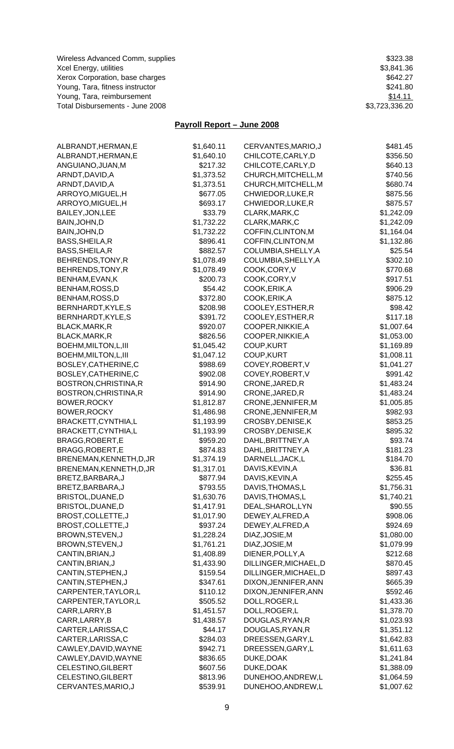| | |
|---|---|
| Wireless Advanced Comm, supplies | $323.38 |
| Xcel Energy, utilities | $3,841.36 |
| Xerox Corporation, base charges | $642.27 |
| Young, Tara, fitness instructor | $241.80 |
| Young, Tara, reimbursement | $14.11 |
| Total Disbursements - June 2008 | $3,723,336.20 |

## Payroll Report – June 2008

| | | | |
|---|---|---|---|
| ALBRANDT,HERMAN,E | $1,640.11 | CERVANTES,MARIO,J | $481.45 |
| ALBRANDT,HERMAN,E | $1,640.10 | CHILCOTE,CARLY,D | $356.50 |
| ANGUIANO,JUAN,M | $217.32 | CHILCOTE,CARLY,D | $640.13 |
| ARNDT,DAVID,A | $1,373.52 | CHURCH,MITCHELL,M | $740.56 |
| ARNDT,DAVID,A | $1,373.51 | CHURCH,MITCHELL,M | $680.74 |
| ARROYO,MIGUEL,H | $677.05 | CHWIEDOR,LUKE,R | $875.56 |
| ARROYO,MIGUEL,H | $693.17 | CHWIEDOR,LUKE,R | $875.57 |
| BAILEY,JON,LEE | $33.79 | CLARK,MARK,C | $1,242.09 |
| BAIN,JOHN,D | $1,732.22 | CLARK,MARK,C | $1,242.09 |
| BAIN,JOHN,D | $1,732.22 | COFFIN,CLINTON,M | $1,164.04 |
| BASS,SHEILA,R | $896.41 | COFFIN,CLINTON,M | $1,132.86 |
| BASS,SHEILA,R | $882.57 | COLUMBIA,SHELLY,A | $25.54 |
| BEHRENDS,TONY,R | $1,078.49 | COLUMBIA,SHELLY,A | $302.10 |
| BEHRENDS,TONY,R | $1,078.49 | COOK,CORY,V | $770.68 |
| BENHAM,EVAN,K | $200.73 | COOK,CORY,V | $917.51 |
| BENHAM,ROSS,D | $54.42 | COOK,ERIK,A | $906.29 |
| BENHAM,ROSS,D | $372.80 | COOK,ERIK,A | $875.12 |
| BERNHARDT,KYLE,S | $208.98 | COOLEY,ESTHER,R | $98.42 |
| BERNHARDT,KYLE,S | $391.72 | COOLEY,ESTHER,R | $117.18 |
| BLACK,MARK,R | $920.07 | COOPER,NIKKIE,A | $1,007.64 |
| BLACK,MARK,R | $826.56 | COOPER,NIKKIE,A | $1,053.00 |
| BOEHM,MILTON,L,III | $1,045.42 | COUP,KURT | $1,169.89 |
| BOEHM,MILTON,L,III | $1,047.12 | COUP,KURT | $1,008.11 |
| BOSLEY,CATHERINE,C | $988.69 | COVEY,ROBERT,V | $1,041.27 |
| BOSLEY,CATHERINE,C | $902.08 | COVEY,ROBERT,V | $991.42 |
| BOSTRON,CHRISTINA,R | $914.90 | CRONE,JARED,R | $1,483.24 |
| BOSTRON,CHRISTINA,R | $914.90 | CRONE,JARED,R | $1,483.24 |
| BOWER,ROCKY | $1,812.87 | CRONE,JENNIFER,M | $1,005.85 |
| BOWER,ROCKY | $1,486.98 | CRONE,JENNIFER,M | $982.93 |
| BRACKETT,CYNTHIA,L | $1,193.99 | CROSBY,DENISE,K | $853.25 |
| BRACKETT,CYNTHIA,L | $1,193.99 | CROSBY,DENISE,K | $895.32 |
| BRAGG,ROBERT,E | $959.20 | DAHL,BRITTNEY,A | $93.74 |
| BRAGG,ROBERT,E | $874.83 | DAHL,BRITTNEY,A | $181.23 |
| BRENEMAN,KENNETH,D,JR | $1,374.19 | DARNELL,JACK,L | $184.70 |
| BRENEMAN,KENNETH,D,JR | $1,317.01 | DAVIS,KEVIN,A | $36.81 |
| BRETZ,BARBARA,J | $877.94 | DAVIS,KEVIN,A | $255.45 |
| BRETZ,BARBARA,J | $793.55 | DAVIS,THOMAS,L | $1,756.31 |
| BRISTOL,DUANE,D | $1,630.76 | DAVIS,THOMAS,L | $1,740.21 |
| BRISTOL,DUANE,D | $1,417.91 | DEAL,SHAROL,LYN | $90.55 |
| BROST,COLLETTE,J | $1,017.90 | DEWEY,ALFRED,A | $908.06 |
| BROST,COLLETTE,J | $937.24 | DEWEY,ALFRED,A | $924.69 |
| BROWN,STEVEN,J | $1,228.24 | DIAZ,JOSIE,M | $1,080.00 |
| BROWN,STEVEN,J | $1,761.21 | DIAZ,JOSIE,M | $1,079.99 |
| CANTIN,BRIAN,J | $1,408.89 | DIENER,POLLY,A | $212.68 |
| CANTIN,BRIAN,J | $1,433.90 | DILLINGER,MICHAEL,D | $870.45 |
| CANTIN,STEPHEN,J | $159.54 | DILLINGER,MICHAEL,D | $897.43 |
| CANTIN,STEPHEN,J | $347.61 | DIXON,JENNIFER,ANN | $665.39 |
| CARPENTER,TAYLOR,L | $110.12 | DIXON,JENNIFER,ANN | $592.46 |
| CARPENTER,TAYLOR,L | $505.52 | DOLL,ROGER,L | $1,433.36 |
| CARR,LARRY,B | $1,451.57 | DOLL,ROGER,L | $1,378.70 |
| CARR,LARRY,B | $1,438.57 | DOUGLAS,RYAN,R | $1,023.93 |
| CARTER,LARISSA,C | $44.17 | DOUGLAS,RYAN,R | $1,351.12 |
| CARTER,LARISSA,C | $284.03 | DREESSEN,GARY,L | $1,642.83 |
| CAWLEY,DAVID,WAYNE | $942.71 | DREESSEN,GARY,L | $1,611.63 |
| CAWLEY,DAVID,WAYNE | $836.65 | DUKE,DOAK | $1,241.84 |
| CELESTINO,GILBERT | $607.56 | DUKE,DOAK | $1,388.09 |
| CELESTINO,GILBERT | $813.96 | DUNEHOO,ANDREW,L | $1,064.59 |
| CERVANTES,MARIO,J | $539.91 | DUNEHOO,ANDREW,L | $1,007.62 |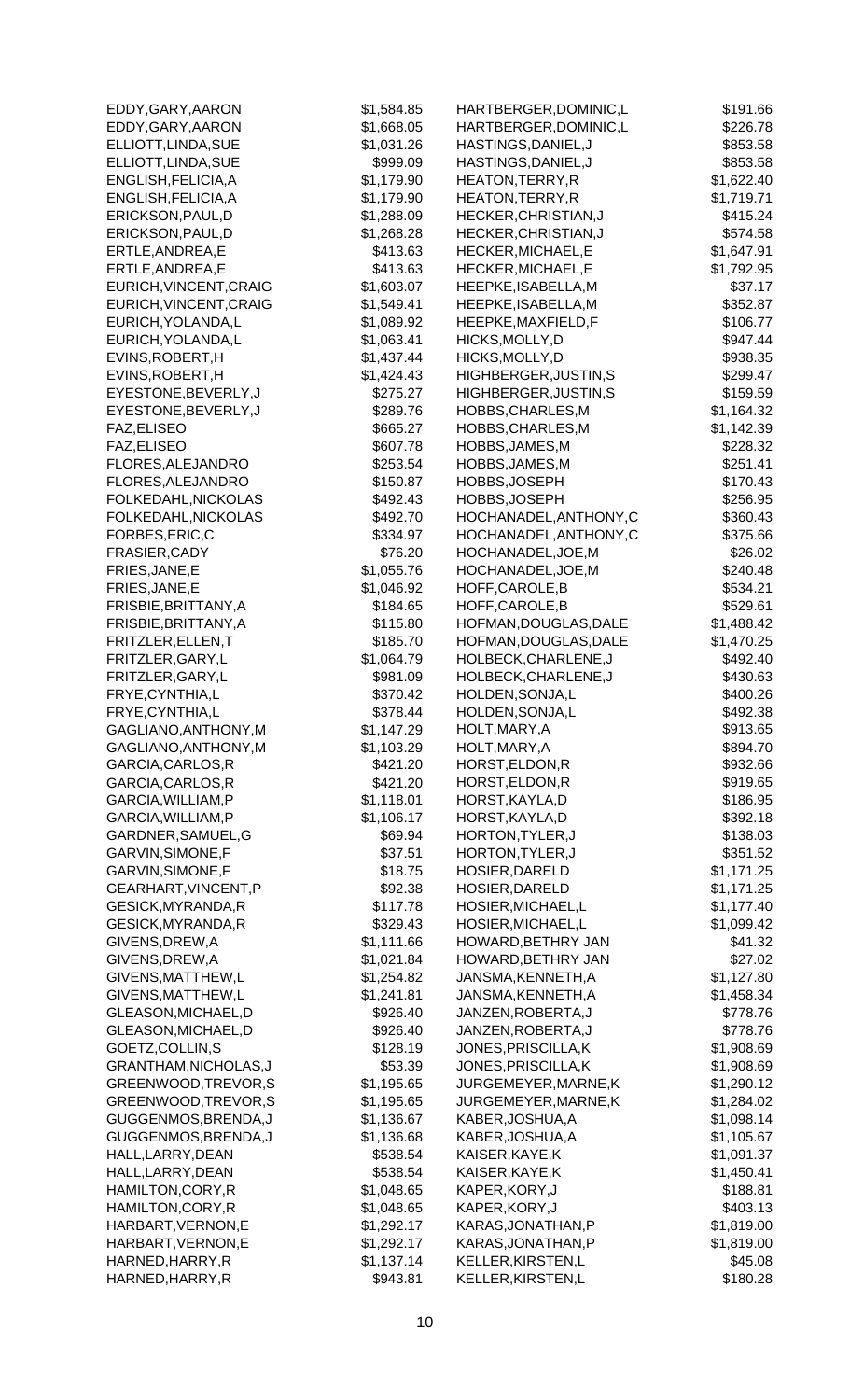| Name | Amount | Name | Amount |
|---|---|---|---|
| EDDY,GARY,AARON | $1,584.85 | HARTBERGER,DOMINIC,L | $191.66 |
| EDDY,GARY,AARON | $1,668.05 | HARTBERGER,DOMINIC,L | $226.78 |
| ELLIOTT,LINDA,SUE | $1,031.26 | HASTINGS,DANIEL,J | $853.58 |
| ELLIOTT,LINDA,SUE | $999.09 | HASTINGS,DANIEL,J | $853.58 |
| ENGLISH,FELICIA,A | $1,179.90 | HEATON,TERRY,R | $1,622.40 |
| ENGLISH,FELICIA,A | $1,179.90 | HEATON,TERRY,R | $1,719.71 |
| ERICKSON,PAUL,D | $1,288.09 | HECKER,CHRISTIAN,J | $415.24 |
| ERICKSON,PAUL,D | $1,268.28 | HECKER,CHRISTIAN,J | $574.58 |
| ERTLE,ANDREA,E | $413.63 | HECKER,MICHAEL,E | $1,647.91 |
| ERTLE,ANDREA,E | $413.63 | HECKER,MICHAEL,E | $1,792.95 |
| EURICH,VINCENT,CRAIG | $1,603.07 | HEEPKE,ISABELLA,M | $37.17 |
| EURICH,VINCENT,CRAIG | $1,549.41 | HEEPKE,ISABELLA,M | $352.87 |
| EURICH,YOLANDA,L | $1,089.92 | HEEPKE,MAXFIELD,F | $106.77 |
| EURICH,YOLANDA,L | $1,063.41 | HICKS,MOLLY,D | $947.44 |
| EVINS,ROBERT,H | $1,437.44 | HICKS,MOLLY,D | $938.35 |
| EVINS,ROBERT,H | $1,424.43 | HIGHBERGER,JUSTIN,S | $299.47 |
| EYESTONE,BEVERLY,J | $275.27 | HIGHBERGER,JUSTIN,S | $159.59 |
| EYESTONE,BEVERLY,J | $289.76 | HOBBS,CHARLES,M | $1,164.32 |
| FAZ,ELISEO | $665.27 | HOBBS,CHARLES,M | $1,142.39 |
| FAZ,ELISEO | $607.78 | HOBBS,JAMES,M | $228.32 |
| FLORES,ALEJANDRO | $253.54 | HOBBS,JAMES,M | $251.41 |
| FLORES,ALEJANDRO | $150.87 | HOBBS,JOSEPH | $170.43 |
| FOLKEDAHL,NICKOLAS | $492.43 | HOBBS,JOSEPH | $256.95 |
| FOLKEDAHL,NICKOLAS | $492.70 | HOCHANADEL,ANTHONY,C | $360.43 |
| FORBES,ERIC,C | $334.97 | HOCHANADEL,ANTHONY,C | $375.66 |
| FRASIER,CADY | $76.20 | HOCHANADEL,JOE,M | $26.02 |
| FRIES,JANE,E | $1,055.76 | HOCHANADEL,JOE,M | $240.48 |
| FRIES,JANE,E | $1,046.92 | HOFF,CAROLE,B | $534.21 |
| FRISBIE,BRITTANY,A | $184.65 | HOFF,CAROLE,B | $529.61 |
| FRISBIE,BRITTANY,A | $115.80 | HOFMAN,DOUGLAS,DALE | $1,488.42 |
| FRITZLER,ELLEN,T | $185.70 | HOFMAN,DOUGLAS,DALE | $1,470.25 |
| FRITZLER,GARY,L | $1,064.79 | HOLBECK,CHARLENE,J | $492.40 |
| FRITZLER,GARY,L | $981.09 | HOLBECK,CHARLENE,J | $430.63 |
| FRYE,CYNTHIA,L | $370.42 | HOLDEN,SONJA,L | $400.26 |
| FRYE,CYNTHIA,L | $378.44 | HOLDEN,SONJA,L | $492.38 |
| GAGLIANO,ANTHONY,M | $1,147.29 | HOLT,MARY,A | $913.65 |
| GAGLIANO,ANTHONY,M | $1,103.29 | HOLT,MARY,A | $894.70 |
| GARCIA,CARLOS,R | $421.20 | HORST,ELDON,R | $932.66 |
| GARCIA,CARLOS,R | $421.20 | HORST,ELDON,R | $919.65 |
| GARCIA,WILLIAM,P | $1,118.01 | HORST,KAYLA,D | $186.95 |
| GARCIA,WILLIAM,P | $1,106.17 | HORST,KAYLA,D | $392.18 |
| GARDNER,SAMUEL,G | $69.94 | HORTON,TYLER,J | $138.03 |
| GARVIN,SIMONE,F | $37.51 | HORTON,TYLER,J | $351.52 |
| GARVIN,SIMONE,F | $18.75 | HOSIER,DARELD | $1,171.25 |
| GEARHART,VINCENT,P | $92.38 | HOSIER,DARELD | $1,171.25 |
| GESICK,MYRANDA,R | $117.78 | HOSIER,MICHAEL,L | $1,177.40 |
| GESICK,MYRANDA,R | $329.43 | HOSIER,MICHAEL,L | $1,099.42 |
| GIVENS,DREW,A | $1,111.66 | HOWARD,BETHRY JAN | $41.32 |
| GIVENS,DREW,A | $1,021.84 | HOWARD,BETHRY JAN | $27.02 |
| GIVENS,MATTHEW,L | $1,254.82 | JANSMA,KENNETH,A | $1,127.80 |
| GIVENS,MATTHEW,L | $1,241.81 | JANSMA,KENNETH,A | $1,458.34 |
| GLEASON,MICHAEL,D | $926.40 | JANZEN,ROBERTA,J | $778.76 |
| GLEASON,MICHAEL,D | $926.40 | JANZEN,ROBERTA,J | $778.76 |
| GOETZ,COLLIN,S | $128.19 | JONES,PRISCILLA,K | $1,908.69 |
| GRANTHAM,NICHOLAS,J | $53.39 | JONES,PRISCILLA,K | $1,908.69 |
| GREENWOOD,TREVOR,S | $1,195.65 | JURGEMEYER,MARNE,K | $1,290.12 |
| GREENWOOD,TREVOR,S | $1,195.65 | JURGEMEYER,MARNE,K | $1,284.02 |
| GUGGENMOS,BRENDA,J | $1,136.67 | KABER,JOSHUA,A | $1,098.14 |
| GUGGENMOS,BRENDA,J | $1,136.68 | KABER,JOSHUA,A | $1,105.67 |
| HALL,LARRY,DEAN | $538.54 | KAISER,KAYE,K | $1,091.37 |
| HALL,LARRY,DEAN | $538.54 | KAISER,KAYE,K | $1,450.41 |
| HAMILTON,CORY,R | $1,048.65 | KAPER,KORY,J | $188.81 |
| HAMILTON,CORY,R | $1,048.65 | KAPER,KORY,J | $403.13 |
| HARBART,VERNON,E | $1,292.17 | KARAS,JONATHAN,P | $1,819.00 |
| HARBART,VERNON,E | $1,292.17 | KARAS,JONATHAN,P | $1,819.00 |
| HARNED,HARRY,R | $1,137.14 | KELLER,KIRSTEN,L | $45.08 |
| HARNED,HARRY,R | $943.81 | KELLER,KIRSTEN,L | $180.28 |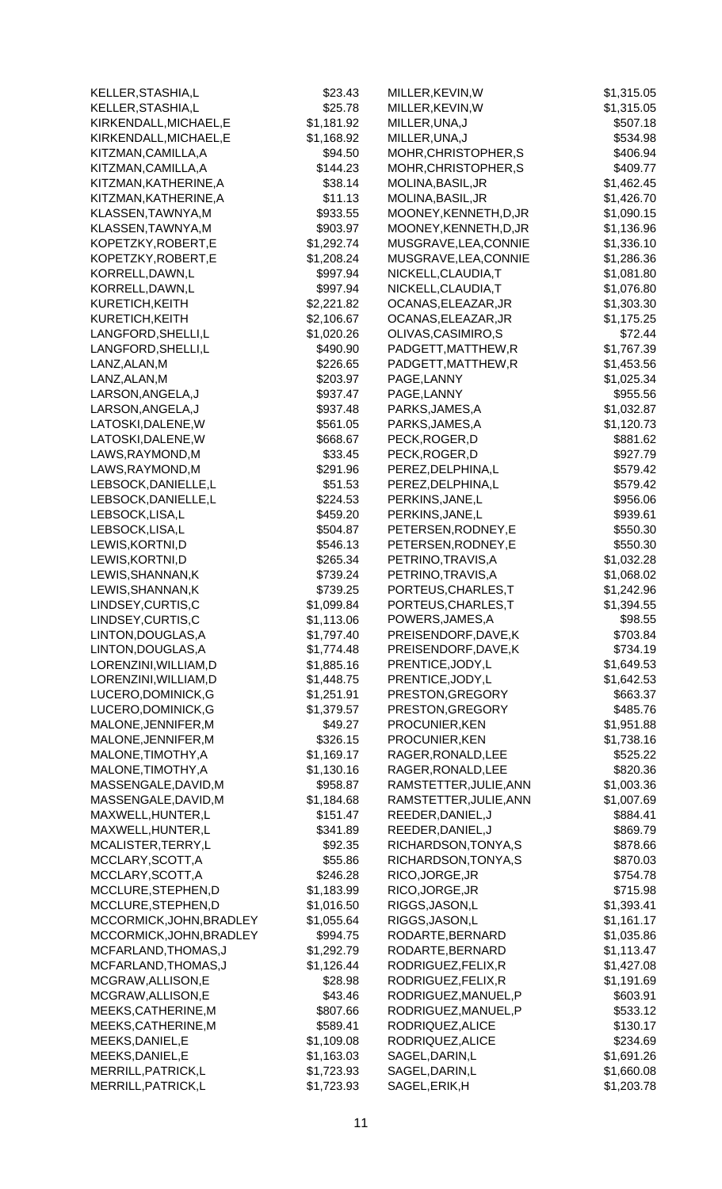| Name | Amount |
|---|---|
| KELLER,STASHIA,L | $23.43 |
| KELLER,STASHIA,L | $25.78 |
| KIRKENDALL,MICHAEL,E | $1,181.92 |
| KIRKENDALL,MICHAEL,E | $1,168.92 |
| KITZMAN,CAMILLA,A | $94.50 |
| KITZMAN,CAMILLA,A | $144.23 |
| KITZMAN,KATHERINE,A | $38.14 |
| KITZMAN,KATHERINE,A | $11.13 |
| KLASSEN,TAWNYA,M | $933.55 |
| KLASSEN,TAWNYA,M | $903.97 |
| KOPETZKY,ROBERT,E | $1,292.74 |
| KOPETZKY,ROBERT,E | $1,208.24 |
| KORRELL,DAWN,L | $997.94 |
| KORRELL,DAWN,L | $997.94 |
| KURETICH,KEITH | $2,221.82 |
| KURETICH,KEITH | $2,106.67 |
| LANGFORD,SHELLI,L | $1,020.26 |
| LANGFORD,SHELLI,L | $490.90 |
| LANZ,ALAN,M | $226.65 |
| LANZ,ALAN,M | $203.97 |
| LARSON,ANGELA,J | $937.47 |
| LARSON,ANGELA,J | $937.48 |
| LATOSKI,DALENE,W | $561.05 |
| LATOSKI,DALENE,W | $668.67 |
| LAWS,RAYMOND,M | $33.45 |
| LAWS,RAYMOND,M | $291.96 |
| LEBSOCK,DANIELLE,L | $51.53 |
| LEBSOCK,DANIELLE,L | $224.53 |
| LEBSOCK,LISA,L | $459.20 |
| LEBSOCK,LISA,L | $504.87 |
| LEWIS,KORTNI,D | $546.13 |
| LEWIS,KORTNI,D | $265.34 |
| LEWIS,SHANNAN,K | $739.24 |
| LEWIS,SHANNAN,K | $739.25 |
| LINDSEY,CURTIS,C | $1,099.84 |
| LINDSEY,CURTIS,C | $1,113.06 |
| LINTON,DOUGLAS,A | $1,797.40 |
| LINTON,DOUGLAS,A | $1,774.48 |
| LORENZINI,WILLIAM,D | $1,885.16 |
| LORENZINI,WILLIAM,D | $1,448.75 |
| LUCERO,DOMINICK,G | $1,251.91 |
| LUCERO,DOMINICK,G | $1,379.57 |
| MALONE,JENNIFER,M | $49.27 |
| MALONE,JENNIFER,M | $326.15 |
| MALONE,TIMOTHY,A | $1,169.17 |
| MALONE,TIMOTHY,A | $1,130.16 |
| MASSENGALE,DAVID,M | $958.87 |
| MASSENGALE,DAVID,M | $1,184.68 |
| MAXWELL,HUNTER,L | $151.47 |
| MAXWELL,HUNTER,L | $341.89 |
| MCALISTER,TERRY,L | $92.35 |
| MCCLARY,SCOTT,A | $55.86 |
| MCCLARY,SCOTT,A | $246.28 |
| MCCLURE,STEPHEN,D | $1,183.99 |
| MCCLURE,STEPHEN,D | $1,016.50 |
| MCCORMICK,JOHN,BRADLEY | $1,055.64 |
| MCCORMICK,JOHN,BRADLEY | $994.75 |
| MCFARLAND,THOMAS,J | $1,292.79 |
| MCFARLAND,THOMAS,J | $1,126.44 |
| MCGRAW,ALLISON,E | $28.98 |
| MCGRAW,ALLISON,E | $43.46 |
| MEEKS,CATHERINE,M | $807.66 |
| MEEKS,CATHERINE,M | $589.41 |
| MEEKS,DANIEL,E | $1,109.08 |
| MEEKS,DANIEL,E | $1,163.03 |
| MERRILL,PATRICK,L | $1,723.93 |
| MERRILL,PATRICK,L | $1,723.93 |
| MILLER,KEVIN,W | $1,315.05 |
| MILLER,KEVIN,W | $1,315.05 |
| MILLER,UNA,J | $507.18 |
| MILLER,UNA,J | $534.98 |
| MOHR,CHRISTOPHER,S | $406.94 |
| MOHR,CHRISTOPHER,S | $409.77 |
| MOLINA,BASIL,JR | $1,462.45 |
| MOLINA,BASIL,JR | $1,426.70 |
| MOONEY,KENNETH,D,JR | $1,090.15 |
| MOONEY,KENNETH,D,JR | $1,136.96 |
| MUSGRAVE,LEA,CONNIE | $1,336.10 |
| MUSGRAVE,LEA,CONNIE | $1,286.36 |
| NICKELL,CLAUDIA,T | $1,081.80 |
| NICKELL,CLAUDIA,T | $1,076.80 |
| OCANAS,ELEAZAR,JR | $1,303.30 |
| OCANAS,ELEAZAR,JR | $1,175.25 |
| OLIVAS,CASIMIRO,S | $72.44 |
| PADGETT,MATTHEW,R | $1,767.39 |
| PADGETT,MATTHEW,R | $1,453.56 |
| PAGE,LANNY | $1,025.34 |
| PAGE,LANNY | $955.56 |
| PARKS,JAMES,A | $1,032.87 |
| PARKS,JAMES,A | $1,120.73 |
| PECK,ROGER,D | $881.62 |
| PECK,ROGER,D | $927.79 |
| PEREZ,DELPHINA,L | $579.42 |
| PEREZ,DELPHINA,L | $579.42 |
| PERKINS,JANE,L | $956.06 |
| PERKINS,JANE,L | $939.61 |
| PETERSEN,RODNEY,E | $550.30 |
| PETERSEN,RODNEY,E | $550.30 |
| PETRINO,TRAVIS,A | $1,032.28 |
| PETRINO,TRAVIS,A | $1,068.02 |
| PORTEUS,CHARLES,T | $1,242.96 |
| PORTEUS,CHARLES,T | $1,394.55 |
| POWERS,JAMES,A | $98.55 |
| PREISENDORF,DAVE,K | $703.84 |
| PREISENDORF,DAVE,K | $734.19 |
| PRENTICE,JODY,L | $1,649.53 |
| PRENTICE,JODY,L | $1,642.53 |
| PRESTON,GREGORY | $663.37 |
| PRESTON,GREGORY | $485.76 |
| PROCUNIER,KEN | $1,951.88 |
| PROCUNIER,KEN | $1,738.16 |
| RAGER,RONALD,LEE | $525.22 |
| RAGER,RONALD,LEE | $820.36 |
| RAMSTETTER,JULIE,ANN | $1,003.36 |
| RAMSTETTER,JULIE,ANN | $1,007.69 |
| REEDER,DANIEL,J | $884.41 |
| REEDER,DANIEL,J | $869.79 |
| RICHARDSON,TONYA,S | $878.66 |
| RICHARDSON,TONYA,S | $870.03 |
| RICO,JORGE,JR | $754.78 |
| RICO,JORGE,JR | $715.98 |
| RIGGS,JASON,L | $1,393.41 |
| RIGGS,JASON,L | $1,161.17 |
| RODARTE,BERNARD | $1,035.86 |
| RODARTE,BERNARD | $1,113.47 |
| RODRIGUEZ,FELIX,R | $1,427.08 |
| RODRIGUEZ,FELIX,R | $1,191.69 |
| RODRIGUEZ,MANUEL,P | $603.91 |
| RODRIGUEZ,MANUEL,P | $533.12 |
| RODRIQUEZ,ALICE | $130.17 |
| RODRIQUEZ,ALICE | $234.69 |
| SAGEL,DARIN,L | $1,691.26 |
| SAGEL,DARIN,L | $1,660.08 |
| SAGEL,ERIK,H | $1,203.78 |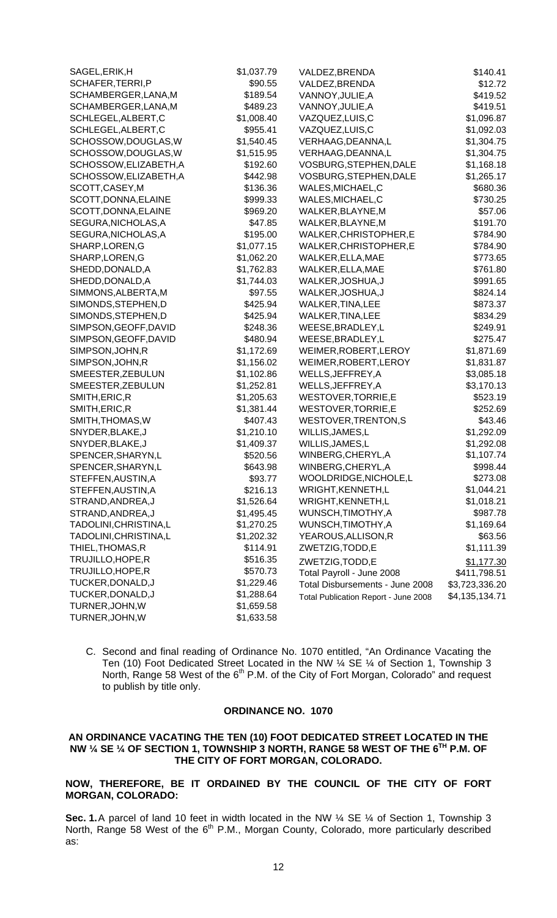| | |
|---|---|
| SAGEL,ERIK,H | $1,037.79 |
| SCHAFER,TERRI,P | $90.55 |
| SCHAMBERGER,LANA,M | $189.54 |
| SCHAMBERGER,LANA,M | $489.23 |
| SCHLEGEL,ALBERT,C | $1,008.40 |
| SCHLEGEL,ALBERT,C | $955.41 |
| SCHOSSOW,DOUGLAS,W | $1,540.45 |
| SCHOSSOW,DOUGLAS,W | $1,515.95 |
| SCHOSSOW,ELIZABETH,A | $192.60 |
| SCHOSSOW,ELIZABETH,A | $442.98 |
| SCOTT,CASEY,M | $136.36 |
| SCOTT,DONNA,ELAINE | $999.33 |
| SCOTT,DONNA,ELAINE | $969.20 |
| SEGURA,NICHOLAS,A | $47.85 |
| SEGURA,NICHOLAS,A | $195.00 |
| SHARP,LOREN,G | $1,077.15 |
| SHARP,LOREN,G | $1,062.20 |
| SHEDD,DONALD,A | $1,762.83 |
| SHEDD,DONALD,A | $1,744.03 |
| SIMMONS,ALBERTA,M | $97.55 |
| SIMONDS,STEPHEN,D | $425.94 |
| SIMONDS,STEPHEN,D | $425.94 |
| SIMPSON,GEOFF,DAVID | $248.36 |
| SIMPSON,GEOFF,DAVID | $480.94 |
| SIMPSON,JOHN,R | $1,172.69 |
| SIMPSON,JOHN,R | $1,156.02 |
| SMEESTER,ZEBULUN | $1,102.86 |
| SMEESTER,ZEBULUN | $1,252.81 |
| SMITH,ERIC,R | $1,205.63 |
| SMITH,ERIC,R | $1,381.44 |
| SMITH,THOMAS,W | $407.43 |
| SNYDER,BLAKE,J | $1,210.10 |
| SNYDER,BLAKE,J | $1,409.37 |
| SPENCER,SHARYN,L | $520.56 |
| SPENCER,SHARYN,L | $643.98 |
| STEFFEN,AUSTIN,A | $93.77 |
| STEFFEN,AUSTIN,A | $216.13 |
| STRAND,ANDREA,J | $1,526.64 |
| STRAND,ANDREA,J | $1,495.45 |
| TADOLINI,CHRISTINA,L | $1,270.25 |
| TADOLINI,CHRISTINA,L | $1,202.32 |
| THIEL,THOMAS,R | $114.91 |
| TRUJILLO,HOPE,R | $516.35 |
| TRUJILLO,HOPE,R | $570.73 |
| TUCKER,DONALD,J | $1,229.46 |
| TUCKER,DONALD,J | $1,288.64 |
| TURNER,JOHN,W | $1,659.58 |
| TURNER,JOHN,W | $1,633.58 |
| VALDEZ,BRENDA | $140.41 |
| VALDEZ,BRENDA | $12.72 |
| VANNOY,JULIE,A | $419.52 |
| VANNOY,JULIE,A | $419.51 |
| VAZQUEZ,LUIS,C | $1,096.87 |
| VAZQUEZ,LUIS,C | $1,092.03 |
| VERHAAG,DEANNA,L | $1,304.75 |
| VERHAAG,DEANNA,L | $1,304.75 |
| VOSBURG,STEPHEN,DALE | $1,168.18 |
| VOSBURG,STEPHEN,DALE | $1,265.17 |
| WALES,MICHAEL,C | $680.36 |
| WALES,MICHAEL,C | $730.25 |
| WALKER,BLAYNE,M | $57.06 |
| WALKER,BLAYNE,M | $191.70 |
| WALKER,CHRISTOPHER,E | $784.90 |
| WALKER,CHRISTOPHER,E | $784.90 |
| WALKER,ELLA,MAE | $773.65 |
| WALKER,ELLA,MAE | $761.80 |
| WALKER,JOSHUA,J | $991.65 |
| WALKER,JOSHUA,J | $824.14 |
| WALKER,TINA,LEE | $873.37 |
| WALKER,TINA,LEE | $834.29 |
| WEESE,BRADLEY,L | $249.91 |
| WEESE,BRADLEY,L | $275.47 |
| WEIMER,ROBERT,LEROY | $1,871.69 |
| WEIMER,ROBERT,LEROY | $1,831.87 |
| WELLS,JEFFREY,A | $3,085.18 |
| WELLS,JEFFREY,A | $3,170.13 |
| WESTOVER,TORRIE,E | $523.19 |
| WESTOVER,TORRIE,E | $252.69 |
| WESTOVER,TRENTON,S | $43.46 |
| WILLIS,JAMES,L | $1,292.09 |
| WILLIS,JAMES,L | $1,292.08 |
| WINBERG,CHERYL,A | $1,107.74 |
| WINBERG,CHERYL,A | $998.44 |
| WOOLDRIDGE,NICHOLE,L | $273.08 |
| WRIGHT,KENNETH,L | $1,044.21 |
| WRIGHT,KENNETH,L | $1,018.21 |
| WUNSCH,TIMOTHY,A | $987.78 |
| WUNSCH,TIMOTHY,A | $1,169.64 |
| YEAROUS,ALLISON,R | $63.56 |
| ZWETZIG,TODD,E | $1,111.39 |
| ZWETZIG,TODD,E | $1,177.30 |
| Total Payroll - June 2008 | $411,798.51 |
| Total Disbursements - June 2008 | $3,723,336.20 |
| Total Publication Report - June 2008 | $4,135,134.71 |

C. Second and final reading of Ordinance No. 1070 entitled, "An Ordinance Vacating the Ten (10) Foot Dedicated Street Located in the NW ¼ SE ¼ of Section 1, Township 3 North, Range 58 West of the 6th P.M. of the City of Fort Morgan, Colorado" and request to publish by title only.

**ORDINANCE NO. 1070**

**AN ORDINANCE VACATING THE TEN (10) FOOT DEDICATED STREET LOCATED IN THE NW ¼ SE ¼ OF SECTION 1, TOWNSHIP 3 NORTH, RANGE 58 WEST OF THE 6TH P.M. OF THE CITY OF FORT MORGAN, COLORADO.**

**NOW, THEREFORE, BE IT ORDAINED BY THE COUNCIL OF THE CITY OF FORT MORGAN, COLORADO:**

**Sec. 1.** A parcel of land 10 feet in width located in the NW ¼ SE ¼ of Section 1, Township 3 North, Range 58 West of the 6th P.M., Morgan County, Colorado, more particularly described as: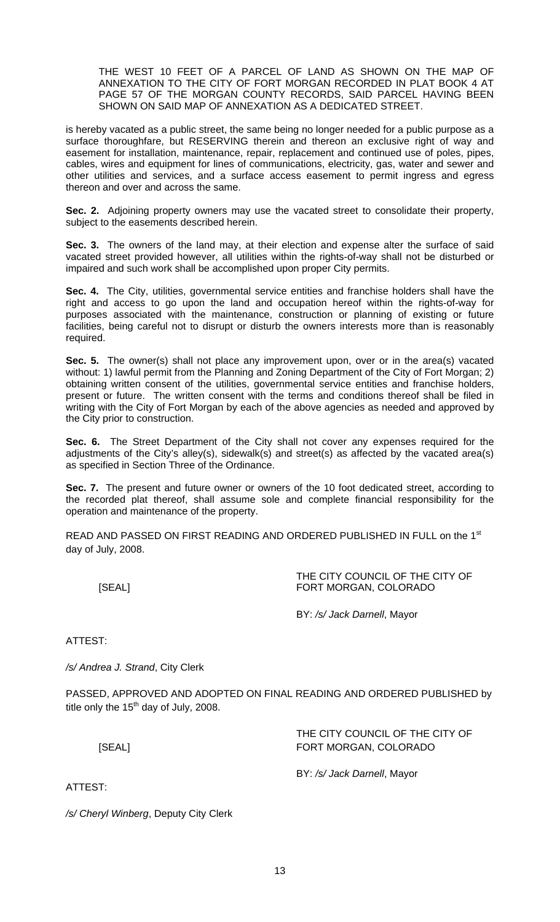THE WEST 10 FEET OF A PARCEL OF LAND AS SHOWN ON THE MAP OF ANNEXATION TO THE CITY OF FORT MORGAN RECORDED IN PLAT BOOK 4 AT PAGE 57 OF THE MORGAN COUNTY RECORDS, SAID PARCEL HAVING BEEN SHOWN ON SAID MAP OF ANNEXATION AS A DEDICATED STREET.

is hereby vacated as a public street, the same being no longer needed for a public purpose as a surface thoroughfare, but RESERVING therein and thereon an exclusive right of way and easement for installation, maintenance, repair, replacement and continued use of poles, pipes, cables, wires and equipment for lines of communications, electricity, gas, water and sewer and other utilities and services, and a surface access easement to permit ingress and egress thereon and over and across the same.

**Sec. 2.** Adjoining property owners may use the vacated street to consolidate their property, subject to the easements described herein.

**Sec. 3.** The owners of the land may, at their election and expense alter the surface of said vacated street provided however, all utilities within the rights-of-way shall not be disturbed or impaired and such work shall be accomplished upon proper City permits.

**Sec. 4.** The City, utilities, governmental service entities and franchise holders shall have the right and access to go upon the land and occupation hereof within the rights-of-way for purposes associated with the maintenance, construction or planning of existing or future facilities, being careful not to disrupt or disturb the owners interests more than is reasonably required.

**Sec. 5.** The owner(s) shall not place any improvement upon, over or in the area(s) vacated without: 1) lawful permit from the Planning and Zoning Department of the City of Fort Morgan; 2) obtaining written consent of the utilities, governmental service entities and franchise holders, present or future. The written consent with the terms and conditions thereof shall be filed in writing with the City of Fort Morgan by each of the above agencies as needed and approved by the City prior to construction.

**Sec. 6.** The Street Department of the City shall not cover any expenses required for the adjustments of the City's alley(s), sidewalk(s) and street(s) as affected by the vacated area(s) as specified in Section Three of the Ordinance.

**Sec. 7.** The present and future owner or owners of the 10 foot dedicated street, according to the recorded plat thereof, shall assume sole and complete financial responsibility for the operation and maintenance of the property.

READ AND PASSED ON FIRST READING AND ORDERED PUBLISHED IN FULL on the 1st day of July, 2008.

[SEAL]

THE CITY COUNCIL OF THE CITY OF FORT MORGAN, COLORADO

BY: */s/ Jack Darnell*, Mayor

ATTEST:

*/s/ Andrea J. Strand*, City Clerk

PASSED, APPROVED AND ADOPTED ON FINAL READING AND ORDERED PUBLISHED by title only the 15th day of July, 2008.

[SEAL]

THE CITY COUNCIL OF THE CITY OF FORT MORGAN, COLORADO

BY: */s/ Jack Darnell*, Mayor

ATTEST:

*/s/ Cheryl Winberg*, Deputy City Clerk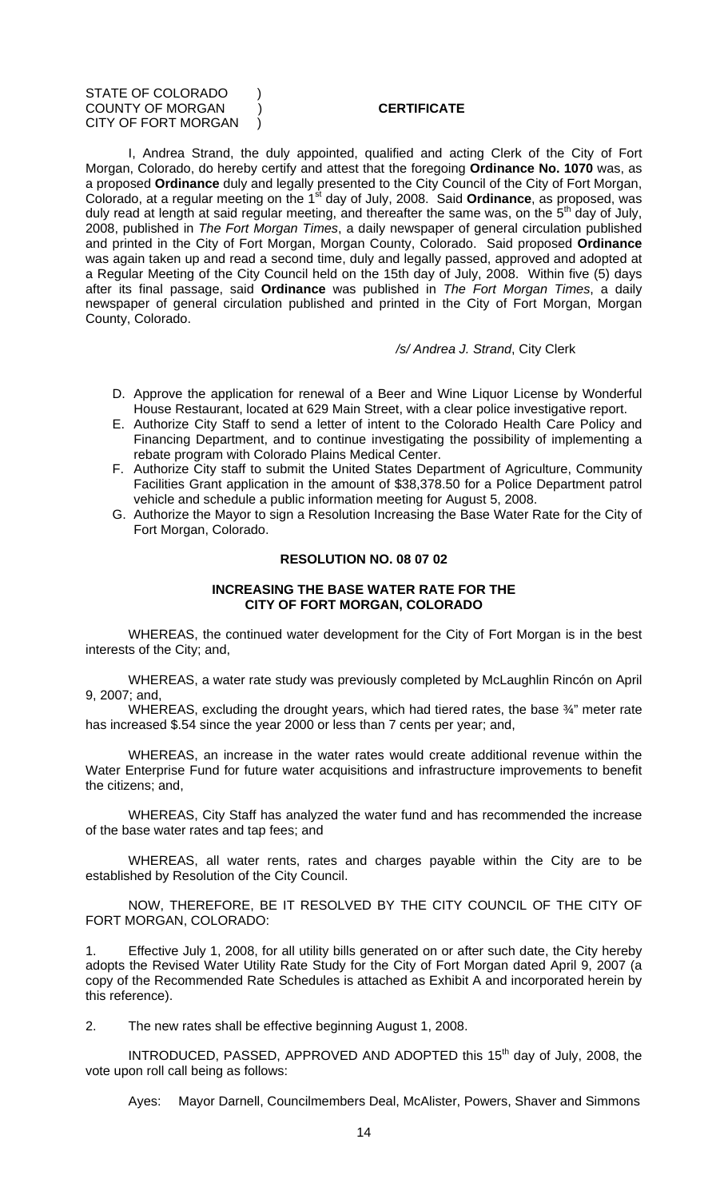STATE OF COLORADO )
COUNTY OF MORGAN ) **CERTIFICATE**
CITY OF FORT MORGAN )

I, Andrea Strand, the duly appointed, qualified and acting Clerk of the City of Fort Morgan, Colorado, do hereby certify and attest that the foregoing **Ordinance No. 1070** was, as a proposed **Ordinance** duly and legally presented to the City Council of the City of Fort Morgan, Colorado, at a regular meeting on the 1st day of July, 2008. Said **Ordinance**, as proposed, was duly read at length at said regular meeting, and thereafter the same was, on the 5th day of July, 2008, published in *The Fort Morgan Times*, a daily newspaper of general circulation published and printed in the City of Fort Morgan, Morgan County, Colorado. Said proposed **Ordinance** was again taken up and read a second time, duly and legally passed, approved and adopted at a Regular Meeting of the City Council held on the 15th day of July, 2008. Within five (5) days after its final passage, said **Ordinance** was published in *The Fort Morgan Times*, a daily newspaper of general circulation published and printed in the City of Fort Morgan, Morgan County, Colorado.

*/s/ Andrea J. Strand*, City Clerk

D. Approve the application for renewal of a Beer and Wine Liquor License by Wonderful House Restaurant, located at 629 Main Street, with a clear police investigative report.
E. Authorize City Staff to send a letter of intent to the Colorado Health Care Policy and Financing Department, and to continue investigating the possibility of implementing a rebate program with Colorado Plains Medical Center.
F. Authorize City staff to submit the United States Department of Agriculture, Community Facilities Grant application in the amount of $38,378.50 for a Police Department patrol vehicle and schedule a public information meeting for August 5, 2008.
G. Authorize the Mayor to sign a Resolution Increasing the Base Water Rate for the City of Fort Morgan, Colorado.

**RESOLUTION NO. 08 07 02**

**INCREASING THE BASE WATER RATE FOR THE CITY OF FORT MORGAN, COLORADO**

WHEREAS, the continued water development for the City of Fort Morgan is in the best interests of the City; and,

WHEREAS, a water rate study was previously completed by McLaughlin Rincón on April 9, 2007; and,

WHEREAS, excluding the drought years, which had tiered rates, the base ¾" meter rate has increased $.54 since the year 2000 or less than 7 cents per year; and,

WHEREAS, an increase in the water rates would create additional revenue within the Water Enterprise Fund for future water acquisitions and infrastructure improvements to benefit the citizens; and,

WHEREAS, City Staff has analyzed the water fund and has recommended the increase of the base water rates and tap fees; and

WHEREAS, all water rents, rates and charges payable within the City are to be established by Resolution of the City Council.

NOW, THEREFORE, BE IT RESOLVED BY THE CITY COUNCIL OF THE CITY OF FORT MORGAN, COLORADO:

1. Effective July 1, 2008, for all utility bills generated on or after such date, the City hereby adopts the Revised Water Utility Rate Study for the City of Fort Morgan dated April 9, 2007 (a copy of the Recommended Rate Schedules is attached as Exhibit A and incorporated herein by this reference).

2. The new rates shall be effective beginning August 1, 2008.

INTRODUCED, PASSED, APPROVED AND ADOPTED this 15th day of July, 2008, the vote upon roll call being as follows:

Ayes: Mayor Darnell, Councilmembers Deal, McAlister, Powers, Shaver and Simmons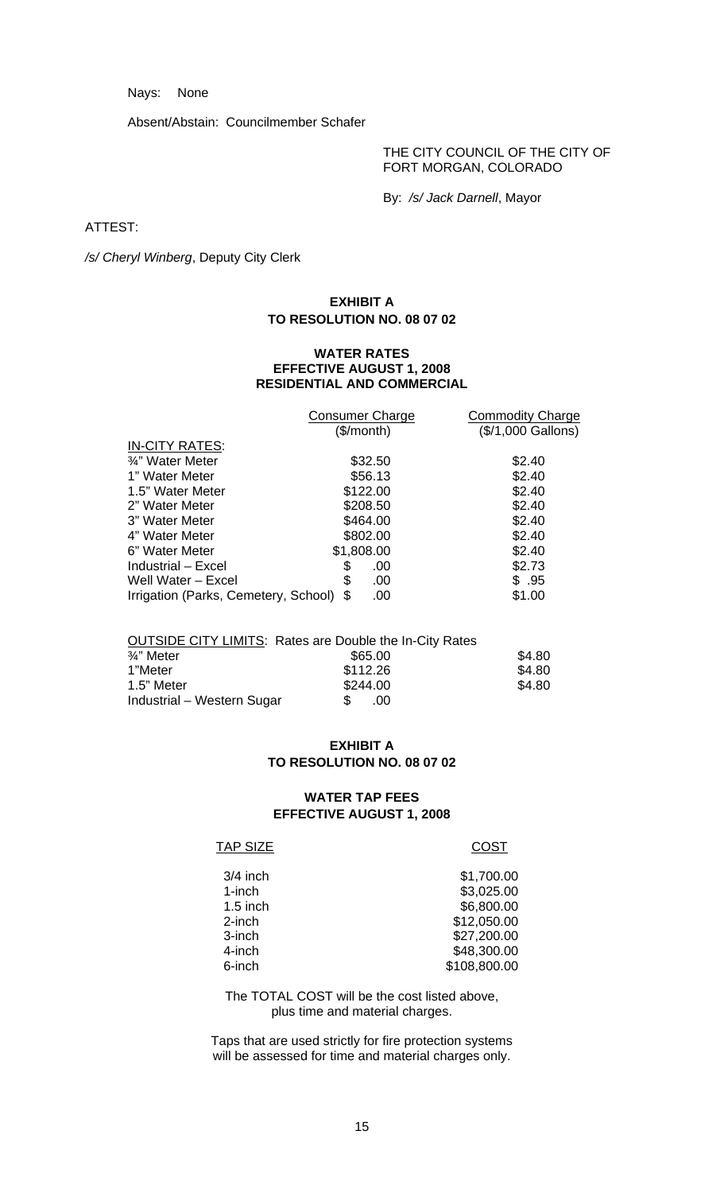Nays: None

Absent/Abstain: Councilmember Schafer

THE CITY COUNCIL OF THE CITY OF FORT MORGAN, COLORADO

By: */s/ Jack Darnell*, Mayor

ATTEST:

*/s/ Cheryl Winberg*, Deputy City Clerk

**EXHIBIT A**
**TO RESOLUTION NO. 08 07 02**

**WATER RATES**
**EFFECTIVE AUGUST 1, 2008**
**RESIDENTIAL AND COMMERCIAL**

| | Consumer Charge ($/month) | Commodity Charge ($/1,000 Gallons) |
|---|---|---|
| IN-CITY RATES: | | |
| ¾" Water Meter | $32.50 | $2.40 |
| 1" Water Meter | $56.13 | $2.40 |
| 1.5" Water Meter | $122.00 | $2.40 |
| 2" Water Meter | $208.50 | $2.40 |
| 3" Water Meter | $464.00 | $2.40 |
| 4" Water Meter | $802.00 | $2.40 |
| 6" Water Meter | $1,808.00 | $2.40 |
| Industrial – Excel | $ .00 | $2.73 |
| Well Water – Excel | $ .00 | $ .95 |
| Irrigation (Parks, Cemetery, School) | $ .00 | $1.00 |

| OUTSIDE CITY LIMITS: Rates are Double the In-City Rates | | |
|---|---|---|
| ¾" Meter | $65.00 | $4.80 |
| 1"Meter | $112.26 | $4.80 |
| 1.5" Meter | $244.00 | $4.80 |
| Industrial – Western Sugar | $ .00 | |

**EXHIBIT A**
**TO RESOLUTION NO. 08 07 02**

**WATER TAP FEES**
**EFFECTIVE AUGUST 1, 2008**

| TAP SIZE | COST |
|---|---|
| 3/4 inch | $1,700.00 |
| 1-inch | $3,025.00 |
| 1.5 inch | $6,800.00 |
| 2-inch | $12,050.00 |
| 3-inch | $27,200.00 |
| 4-inch | $48,300.00 |
| 6-inch | $108,800.00 |

The TOTAL COST will be the cost listed above, plus time and material charges.

Taps that are used strictly for fire protection systems will be assessed for time and material charges only.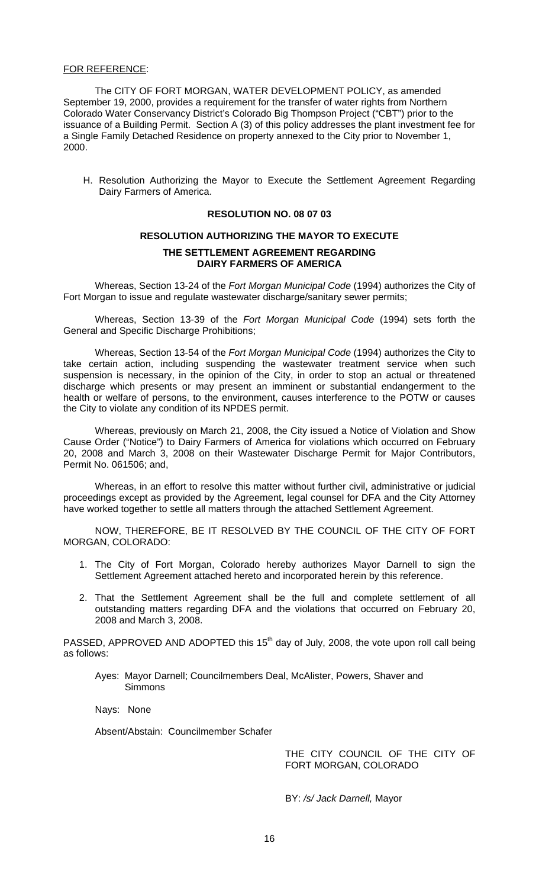FOR REFERENCE:

The CITY OF FORT MORGAN, WATER DEVELOPMENT POLICY, as amended September 19, 2000, provides a requirement for the transfer of water rights from Northern Colorado Water Conservancy District's Colorado Big Thompson Project ("CBT") prior to the issuance of a Building Permit. Section A (3) of this policy addresses the plant investment fee for a Single Family Detached Residence on property annexed to the City prior to November 1, 2000.

H. Resolution Authorizing the Mayor to Execute the Settlement Agreement Regarding Dairy Farmers of America.

**RESOLUTION NO. 08 07 03**

**RESOLUTION AUTHORIZING THE MAYOR TO EXECUTE THE SETTLEMENT AGREEMENT REGARDING DAIRY FARMERS OF AMERICA**

Whereas, Section 13-24 of the *Fort Morgan Municipal Code* (1994) authorizes the City of Fort Morgan to issue and regulate wastewater discharge/sanitary sewer permits;

Whereas, Section 13-39 of the *Fort Morgan Municipal Code* (1994) sets forth the General and Specific Discharge Prohibitions;

Whereas, Section 13-54 of the *Fort Morgan Municipal Code* (1994) authorizes the City to take certain action, including suspending the wastewater treatment service when such suspension is necessary, in the opinion of the City, in order to stop an actual or threatened discharge which presents or may present an imminent or substantial endangerment to the health or welfare of persons, to the environment, causes interference to the POTW or causes the City to violate any condition of its NPDES permit.

Whereas, previously on March 21, 2008, the City issued a Notice of Violation and Show Cause Order ("Notice") to Dairy Farmers of America for violations which occurred on February 20, 2008 and March 3, 2008 on their Wastewater Discharge Permit for Major Contributors, Permit No. 061506; and,

Whereas, in an effort to resolve this matter without further civil, administrative or judicial proceedings except as provided by the Agreement, legal counsel for DFA and the City Attorney have worked together to settle all matters through the attached Settlement Agreement.

NOW, THEREFORE, BE IT RESOLVED BY THE COUNCIL OF THE CITY OF FORT MORGAN, COLORADO:

1. The City of Fort Morgan, Colorado hereby authorizes Mayor Darnell to sign the Settlement Agreement attached hereto and incorporated herein by this reference.
2. That the Settlement Agreement shall be the full and complete settlement of all outstanding matters regarding DFA and the violations that occurred on February 20, 2008 and March 3, 2008.

PASSED, APPROVED AND ADOPTED this 15th day of July, 2008, the vote upon roll call being as follows:

Ayes: Mayor Darnell; Councilmembers Deal, McAlister, Powers, Shaver and Simmons

Nays: None

Absent/Abstain: Councilmember Schafer

THE CITY COUNCIL OF THE CITY OF FORT MORGAN, COLORADO

BY: */s/ Jack Darnell,* Mayor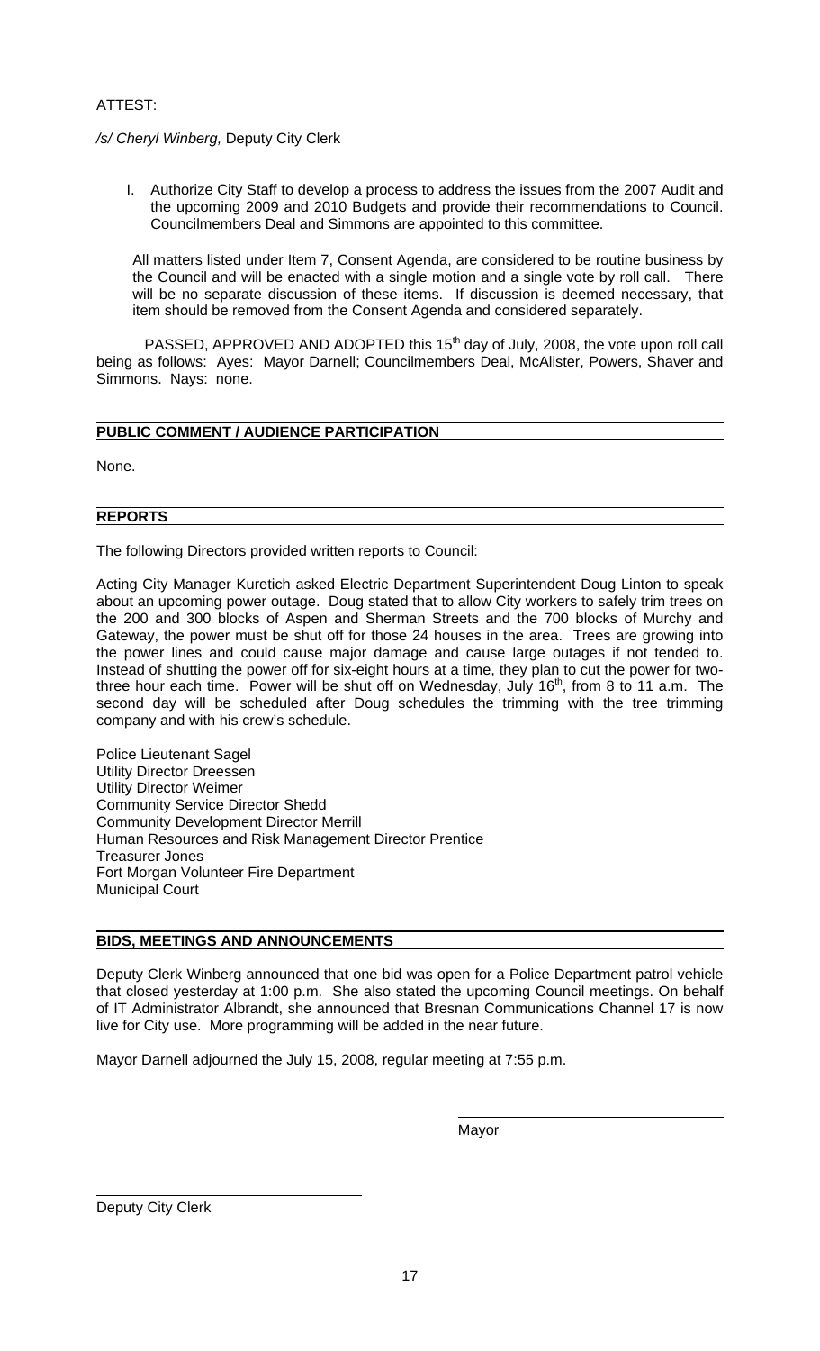ATTEST:

*/s/ Cheryl Winberg,* Deputy City Clerk

I. Authorize City Staff to develop a process to address the issues from the 2007 Audit and the upcoming 2009 and 2010 Budgets and provide their recommendations to Council. Councilmembers Deal and Simmons are appointed to this committee.

All matters listed under Item 7, Consent Agenda, are considered to be routine business by the Council and will be enacted with a single motion and a single vote by roll call. There will be no separate discussion of these items. If discussion is deemed necessary, that item should be removed from the Consent Agenda and considered separately.

PASSED, APPROVED AND ADOPTED this 15th day of July, 2008, the vote upon roll call being as follows: Ayes: Mayor Darnell; Councilmembers Deal, McAlister, Powers, Shaver and Simmons. Nays: none.

**PUBLIC COMMENT / AUDIENCE PARTICIPATION**

None.

**REPORTS**

The following Directors provided written reports to Council:

Acting City Manager Kuretich asked Electric Department Superintendent Doug Linton to speak about an upcoming power outage. Doug stated that to allow City workers to safely trim trees on the 200 and 300 blocks of Aspen and Sherman Streets and the 700 blocks of Murchy and Gateway, the power must be shut off for those 24 houses in the area. Trees are growing into the power lines and could cause major damage and cause large outages if not tended to. Instead of shutting the power off for six-eight hours at a time, they plan to cut the power for two-three hour each time. Power will be shut off on Wednesday, July 16th, from 8 to 11 a.m. The second day will be scheduled after Doug schedules the trimming with the tree trimming company and with his crew's schedule.

Police Lieutenant Sagel
Utility Director Dreessen
Utility Director Weimer
Community Service Director Shedd
Community Development Director Merrill
Human Resources and Risk Management Director Prentice
Treasurer Jones
Fort Morgan Volunteer Fire Department
Municipal Court

**BIDS, MEETINGS AND ANNOUNCEMENTS**

Deputy Clerk Winberg announced that one bid was open for a Police Department patrol vehicle that closed yesterday at 1:00 p.m. She also stated the upcoming Council meetings. On behalf of IT Administrator Albrandt, she announced that Bresnan Communications Channel 17 is now live for City use. More programming will be added in the near future.

Mayor Darnell adjourned the July 15, 2008, regular meeting at 7:55 p.m.

Mayor

Deputy City Clerk